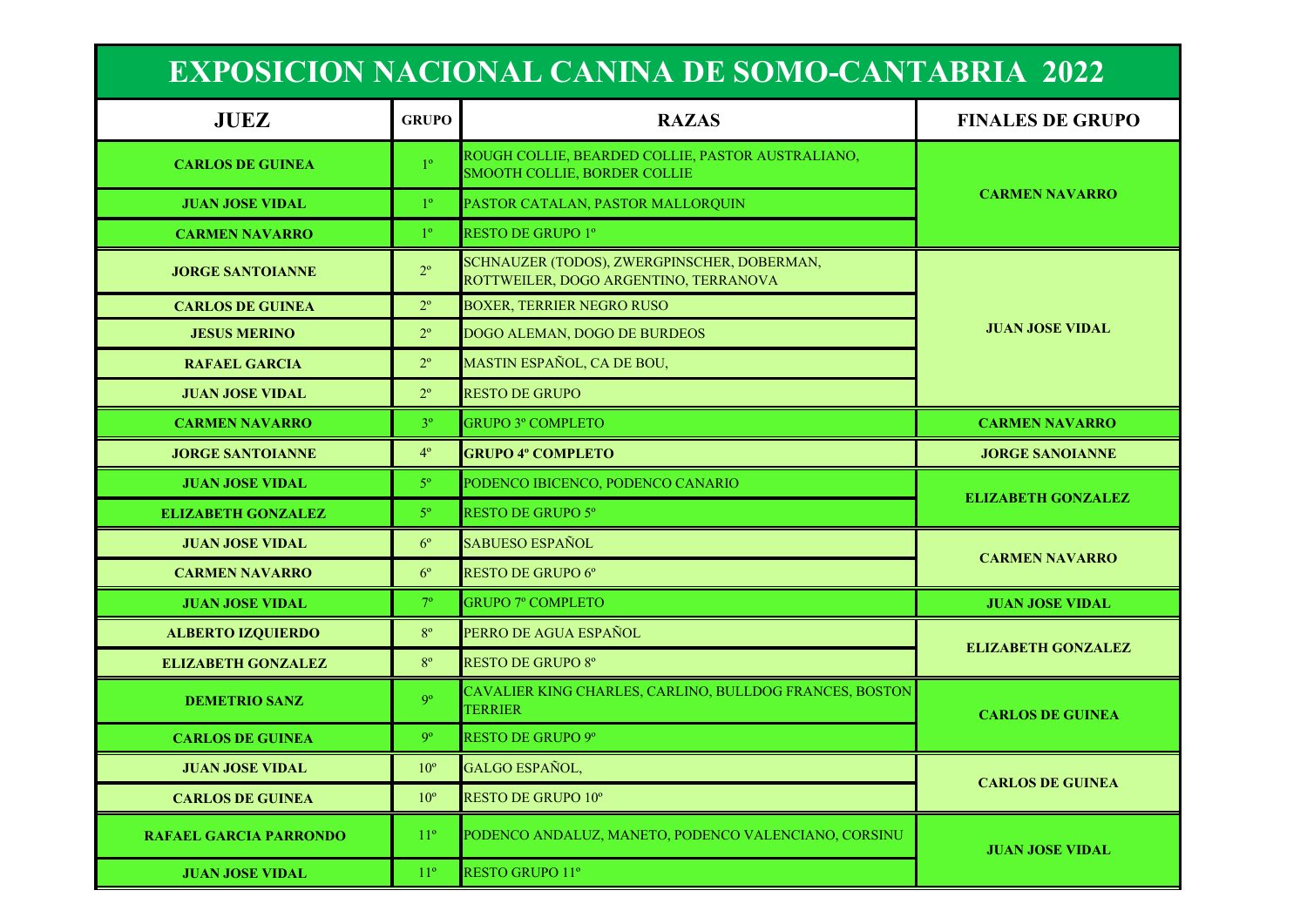# EXPOSICION NACIONAL CANINA DE SOMO-CANTABRIA 2022

| JUEZ | GRUPO | RAZAS | FINALES DE GRUPO |
|---|---|---|---|
| CARLOS DE GUINEA | 1º | ROUGH COLLIE, BEARDED COLLIE, PASTOR AUSTRALIANO, SMOOTH COLLIE, BORDER COLLIE | CARMEN NAVARRO |
| JUAN JOSE VIDAL | 1º | PASTOR CATALAN, PASTOR MALLORQUIN | |
| CARMEN NAVARRO | 1º | RESTO DE GRUPO 1º | |
| JORGE SANTOIANNE | 2º | SCHNAUZER (TODOS), ZWERGPINSCHER, DOBERMAN, ROTTWEILER, DOGO ARGENTINO, TERRANOVA | JUAN JOSE VIDAL |
| CARLOS DE GUINEA | 2º | BOXER, TERRIER NEGRO RUSO | |
| JESUS MERINO | 2º | DOGO ALEMAN, DOGO DE BURDEOS | |
| RAFAEL GARCIA | 2º | MASTIN ESPAÑOL, CA DE BOU, | |
| JUAN JOSE VIDAL | 2º | RESTO DE GRUPO | |
| CARMEN NAVARRO | 3º | GRUPO 3º COMPLETO | CARMEN NAVARRO |
| JORGE SANTOIANNE | 4º | **GRUPO 4º COMPLETO** | JORGE SANOIANNE |
| JUAN JOSE VIDAL | 5º | PODENCO IBICENCO, PODENCO CANARIO | ELIZABETH GONZALEZ |
| ELIZABETH GONZALEZ | 5º | RESTO DE GRUPO 5º | |
| JUAN JOSE VIDAL | 6º | SABUESO ESPAÑOL | CARMEN NAVARRO |
| CARMEN NAVARRO | 6º | RESTO DE GRUPO 6º | |
| JUAN JOSE VIDAL | 7º | GRUPO 7º COMPLETO | JUAN JOSE VIDAL |
| ALBERTO IZQUIERDO | 8º | PERRO DE AGUA ESPAÑOL | ELIZABETH GONZALEZ |
| ELIZABETH GONZALEZ | 8º | RESTO DE GRUPO 8º | |
| DEMETRIO SANZ | 9º | CAVALIER KING CHARLES, CARLINO, BULLDOG FRANCES, BOSTON TERRIER | CARLOS DE GUINEA |
| CARLOS DE GUINEA | 9º | RESTO DE GRUPO 9º | |
| JUAN JOSE VIDAL | 10º | GALGO ESPAÑOL, | CARLOS DE GUINEA |
| CARLOS DE GUINEA | 10º | RESTO DE GRUPO 10º | |
| RAFAEL GARCIA PARRONDO | 11º | PODENCO ANDALUZ, MANETO, PODENCO VALENCIANO, CORSINU | JUAN JOSE VIDAL |
| JUAN JOSE VIDAL | 11º | RESTO GRUPO 11º | |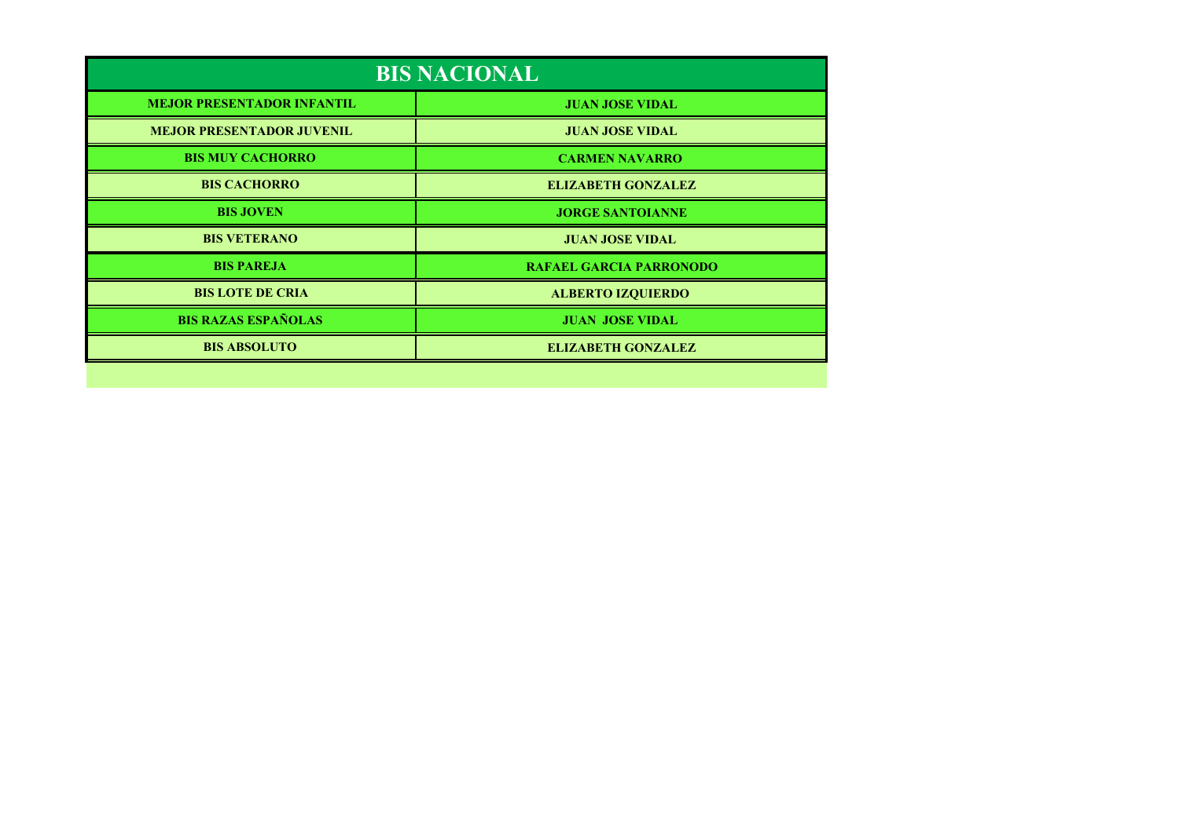| BIS NACIONAL | |
|---|---|
| MEJOR PRESENTADOR INFANTIL | JUAN JOSE VIDAL |
| MEJOR PRESENTADOR JUVENIL | JUAN JOSE VIDAL |
| BIS MUY CACHORRO | CARMEN NAVARRO |
| BIS CACHORRO | ELIZABETH GONZALEZ |
| BIS JOVEN | JORGE SANTOIANNE |
| BIS VETERANO | JUAN JOSE VIDAL |
| BIS PAREJA | RAFAEL GARCIA PARRONODO |
| BIS LOTE DE CRIA | ALBERTO IZQUIERDO |
| BIS RAZAS ESPAÑOLAS | JUAN JOSE VIDAL |
| BIS ABSOLUTO | ELIZABETH GONZALEZ |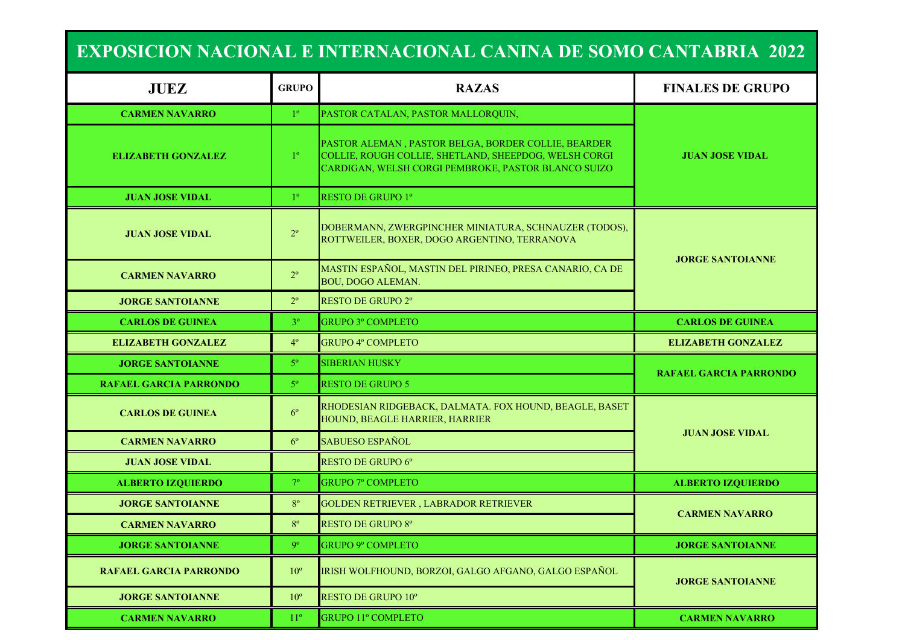# EXPOSICION NACIONAL E INTERNACIONAL CANINA DE SOMO CANTABRIA 2022

| JUEZ | GRUPO | RAZAS | FINALES DE GRUPO |
|---|---|---|---|
| CARMEN NAVARRO | 1º | PASTOR CATALAN, PASTOR MALLORQUIN, | JUAN JOSE VIDAL |
| ELIZABETH GONZALEZ | 1º | PASTOR ALEMAN , PASTOR BELGA, BORDER COLLIE, BEARDER COLLIE, ROUGH COLLIE, SHETLAND, SHEEPDOG, WELSH CORGI CARDIGAN, WELSH CORGI PEMBROKE, PASTOR BLANCO SUIZO | |
| JUAN JOSE VIDAL | 1º | RESTO DE GRUPO 1º | |
| JUAN JOSE VIDAL | 2º | DOBERMANN, ZWERGPINCHER MINIATURA, SCHNAUZER (TODOS), ROTTWEILER, BOXER, DOGO ARGENTINO, TERRANOVA | JORGE SANTOIANNE |
| CARMEN NAVARRO | 2º | MASTIN ESPAÑOL, MASTIN DEL PIRINEO, PRESA CANARIO, CA DE BOU, DOGO ALEMAN. | |
| JORGE SANTOIANNE | 2º | RESTO DE GRUPO 2º | |
| CARLOS DE GUINEA | 3º | GRUPO 3º COMPLETO | CARLOS DE GUINEA |
| ELIZABETH GONZALEZ | 4º | GRUPO 4º COMPLETO | ELIZABETH GONZALEZ |
| JORGE SANTOIANNE | 5º | SIBERIAN HUSKY | RAFAEL GARCIA PARRONDO |
| RAFAEL GARCIA PARRONDO | 5º | RESTO DE GRUPO 5 | |
| CARLOS DE GUINEA | 6º | RHODESIAN RIDGEBACK, DALMATA. FOX HOUND, BEAGLE, BASET HOUND, BEAGLE HARRIER, HARRIER | JUAN JOSE VIDAL |
| CARMEN NAVARRO | 6º | SABUESO ESPAÑOL | |
| JUAN JOSE VIDAL | | RESTO DE GRUPO 6º | |
| ALBERTO IZQUIERDO | 7º | GRUPO 7º COMPLETO | ALBERTO IZQUIERDO |
| JORGE SANTOIANNE | 8º | GOLDEN RETRIEVER , LABRADOR RETRIEVER | CARMEN NAVARRO |
| CARMEN NAVARRO | 8º | RESTO DE GRUPO 8º | |
| JORGE SANTOIANNE | 9º | GRUPO 9º COMPLETO | JORGE SANTOIANNE |
| RAFAEL GARCIA PARRONDO | 10º | IRISH WOLFHOUND, BORZOI, GALGO AFGANO, GALGO ESPAÑOL | JORGE SANTOIANNE |
| JORGE SANTOIANNE | 10º | RESTO DE GRUPO 10º | |
| CARMEN NAVARRO | 11º | GRUPO 11º COMPLETO | CARMEN NAVARRO |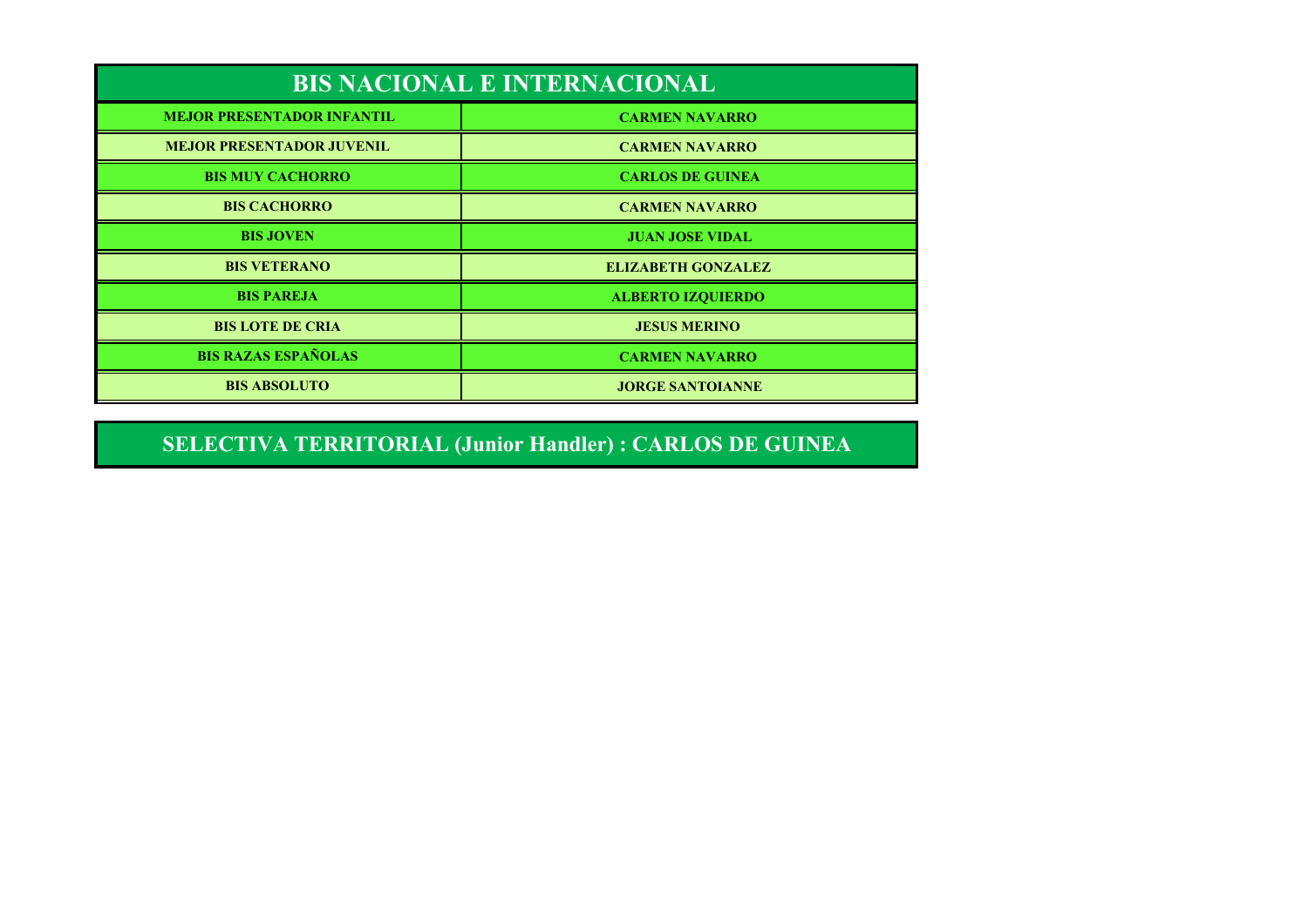| BIS NACIONAL E INTERNACIONAL | |
|---|---|
| MEJOR PRESENTADOR INFANTIL | CARMEN NAVARRO |
| MEJOR PRESENTADOR JUVENIL | CARMEN NAVARRO |
| BIS MUY CACHORRO | CARLOS DE GUINEA |
| BIS CACHORRO | CARMEN NAVARRO |
| BIS JOVEN | JUAN JOSE VIDAL |
| BIS VETERANO | ELIZABETH GONZALEZ |
| BIS PAREJA | ALBERTO IZQUIERDO |
| BIS LOTE DE CRIA | JESUS MERINO |
| BIS RAZAS ESPAÑOLAS | CARMEN NAVARRO |
| BIS ABSOLUTO | JORGE SANTOIANNE |

**SELECTIVA TERRITORIAL (Junior Handler) : CARLOS DE GUINEA**